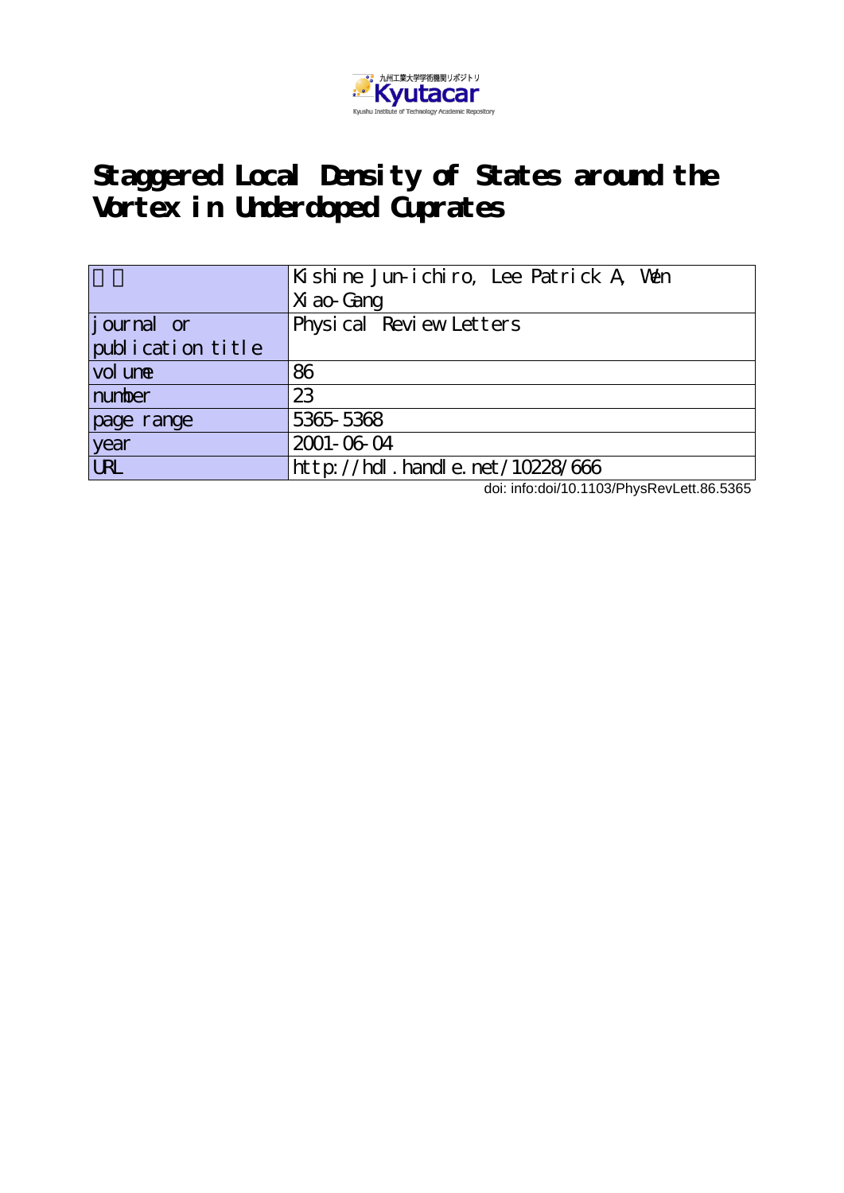# Staggered Local Density of States around the Vortex in Underdoped Cuprates

| | |
|---|---|
| 著者 | Kishine Jun-ichiro, Lee Patrick A, Wen Xiao-Gang |
| journal or publication title | Physical Review Letters |
| volume | 86 |
| number | 23 |
| page range | 5365-5368 |
| year | 2001-06-04 |
| URL | http://hdl.handle.net/10228/666 |

doi: info:doi/10.1103/PhysRevLett.86.5365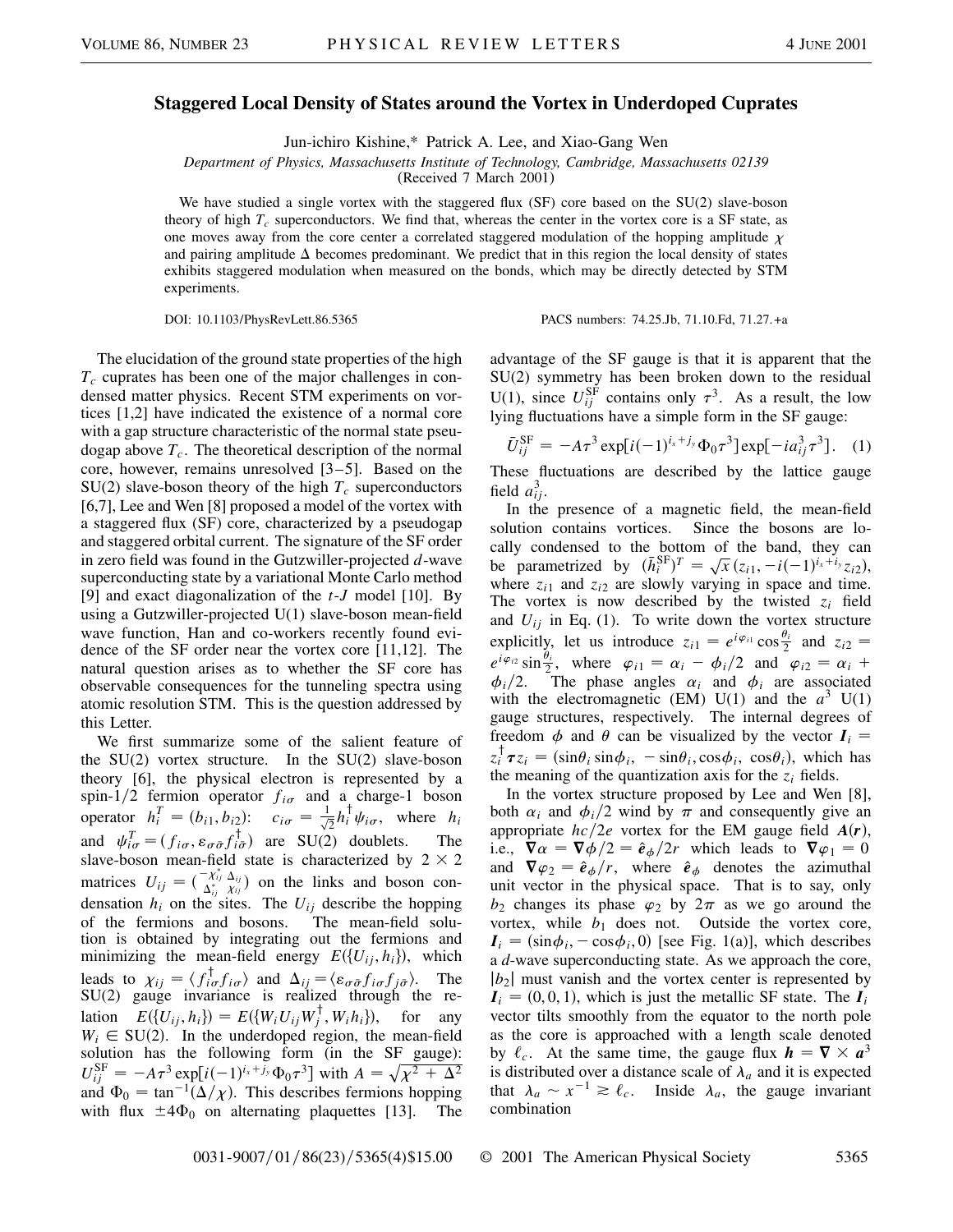# Staggered Local Density of States around the Vortex in Underdoped Cuprates

Jun-ichiro Kishine,* Patrick A. Lee, and Xiao-Gang Wen

*Department of Physics, Massachusetts Institute of Technology, Cambridge, Massachusetts 02139*
(Received 7 March 2001)

We have studied a single vortex with the staggered flux (SF) core based on the SU(2) slave-boson theory of high $T_c$ superconductors. We find that, whereas the center in the vortex core is a SF state, as one moves away from the core center a correlated staggered modulation of the hopping amplitude $\chi$ and pairing amplitude $\Delta$ becomes predominant. We predict that in this region the local density of states exhibits staggered modulation when measured on the bonds, which may be directly detected by STM experiments.

DOI: 10.1103/PhysRevLett.86.5365 PACS numbers: 74.25.Jb, 71.10.Fd, 71.27.+a

The elucidation of the ground state properties of the high $T_c$ cuprates has been one of the major challenges in condensed matter physics. Recent STM experiments on vortices [1,2] have indicated the existence of a normal core with a gap structure characteristic of the normal state pseudogap above $T_c$. The theoretical description of the normal core, however, remains unresolved [3–5]. Based on the SU(2) slave-boson theory of the high $T_c$ superconductors [6,7], Lee and Wen [8] proposed a model of the vortex with a staggered flux (SF) core, characterized by a pseudogap and staggered orbital current. The signature of the SF order in zero field was found in the Gutzwiller-projected $d$-wave superconducting state by a variational Monte Carlo method [9] and exact diagonalization of the $t$-$J$ model [10]. By using a Gutzwiller-projected U(1) slave-boson mean-field wave function, Han and co-workers recently found evidence of the SF order near the vortex core [11,12]. The natural question arises as to whether the SF core has observable consequences for the tunneling spectra using atomic resolution STM. This is the question addressed by this Letter.

We first summarize some of the salient feature of the SU(2) vortex structure. In the SU(2) slave-boson theory [6], the physical electron is represented by a spin-1/2 fermion operator $f_{i\sigma}$ and a charge-1 boson operator $h_i^T = (b_{i1}, b_{i2})$: $c_{i\sigma} = \frac{1}{\sqrt{2}} h_i^\dagger \psi_{i\sigma}$, where $h_i$ and $\psi_{i\sigma}^T = (f_{i\sigma}, \varepsilon_{\sigma\bar{\sigma}} f_{i\bar{\sigma}}^\dagger)$ are SU(2) doublets. The slave-boson mean-field state is characterized by $2 \times 2$ matrices $U_{ij} = \begin{pmatrix} -\chi_{ij}^* & \Delta_{ij} \\ \Delta_{ij}^* & \chi_{ij} \end{pmatrix}$ on the links and boson condensation $h_i$ on the sites. The $U_{ij}$ describe the hopping of the fermions and bosons. The mean-field solution is obtained by integrating out the fermions and minimizing the mean-field energy $E(\{U_{ij}, h_i\})$, which leads to $\chi_{ij} = \langle f_{i\sigma}^\dagger f_{i\sigma} \rangle$ and $\Delta_{ij} = \langle \varepsilon_{\sigma\bar{\sigma}} f_{i\sigma} f_{j\bar{\sigma}} \rangle$. The SU(2) gauge invariance is realized through the relation $E(\{U_{ij}, h_i\}) = E(\{W_i U_{ij} W_j^\dagger, W_i h_i\})$, for any $W_i \in$ SU(2). In the underdoped region, the mean-field solution has the following form (in the SF gauge): $U_{ij}^{\rm SF} = -A\tau^3 \exp[i(-1)^{i_x+j_y}\Phi_0\tau^3]$ with $A = \sqrt{\chi^2 + \Delta^2}$ and $\Phi_0 = \tan^{-1}(\Delta/\chi)$. This describes fermions hopping with flux $\pm 4\Phi_0$ on alternating plaquettes [13]. The advantage of the SF gauge is that it is apparent that the SU(2) symmetry has been broken down to the residual U(1), since $U_{ij}^{\rm SF}$ contains only $\tau^3$. As a result, the low lying fluctuations have a simple form in the SF gauge:

$$\bar{U}_{ij}^{\rm SF} = -A\tau^3 \exp[i(-1)^{i_x+j_y}\Phi_0\tau^3]\exp[-ia_{ij}^3\tau^3]. \quad (1)$$

These fluctuations are described by the lattice gauge field $a_{ij}^3$.

In the presence of a magnetic field, the mean-field solution contains vortices. Since the bosons are locally condensed to the bottom of the band, they can be parametrized by $(\bar{h}_i^{\rm SF})^T = \sqrt{x}\,(z_{i1}, -i(-1)^{i_x+i_y} z_{i2})$, where $z_{i1}$ and $z_{i2}$ are slowly varying in space and time. The vortex is now described by the twisted $z_i$ field and $U_{ij}$ in Eq. (1). To write down the vortex structure explicitly, let us introduce $z_{i1} = e^{i\varphi_{i1}} \cos\frac{\theta_i}{2}$ and $z_{i2} = e^{i\varphi_{i2}} \sin\frac{\theta_i}{2}$, where $\varphi_{i1} = \alpha_i - \phi_i/2$ and $\varphi_{i2} = \alpha_i + \phi_i/2$. The phase angles $\alpha_i$ and $\phi_i$ are associated with the electromagnetic (EM) U(1) and the $a^3$ U(1) gauge structures, respectively. The internal degrees of freedom $\phi$ and $\theta$ can be visualized by the vector $\boldsymbol{I}_i = z_i^\dagger \boldsymbol{\tau} z_i = (\sin\theta_i \sin\phi_i, -\sin\theta_i, \cos\phi_i, \cos\theta_i)$, which has the meaning of the quantization axis for the $z_i$ fields.

In the vortex structure proposed by Lee and Wen [8], both $\alpha_i$ and $\phi_i/2$ wind by $\pi$ and consequently give an appropriate $hc/2e$ vortex for the EM gauge field $\boldsymbol{A}(\boldsymbol{r})$, i.e., $\boldsymbol{\nabla}\alpha = \boldsymbol{\nabla}\phi/2 = \hat{\boldsymbol{e}}_\phi/2r$ which leads to $\boldsymbol{\nabla}\varphi_1 = 0$ and $\boldsymbol{\nabla}\varphi_2 = \hat{\boldsymbol{e}}_\phi/r$, where $\hat{\boldsymbol{e}}_\phi$ denotes the azimuthal unit vector in the physical space. That is to say, only $b_2$ changes its phase $\varphi_2$ by $2\pi$ as we go around the vortex, while $b_1$ does not. Outside the vortex core, $\boldsymbol{I}_i = (\sin\phi_i, -\cos\phi_i, 0)$ [see Fig. 1(a)], which describes a $d$-wave superconducting state. As we approach the core, $|b_2|$ must vanish and the vortex center is represented by $\boldsymbol{I}_i = (0, 0, 1)$, which is just the metallic SF state. The $\boldsymbol{I}_i$ vector tilts smoothly from the equator to the north pole as the core is approached with a length scale denoted by $\ell_c$. At the same time, the gauge flux $\boldsymbol{h} = \boldsymbol{\nabla} \times \boldsymbol{a}^3$ is distributed over a distance scale of $\lambda_a$ and it is expected that $\lambda_a \sim x^{-1} \gtrsim \ell_c$. Inside $\lambda_a$, the gauge invariant combination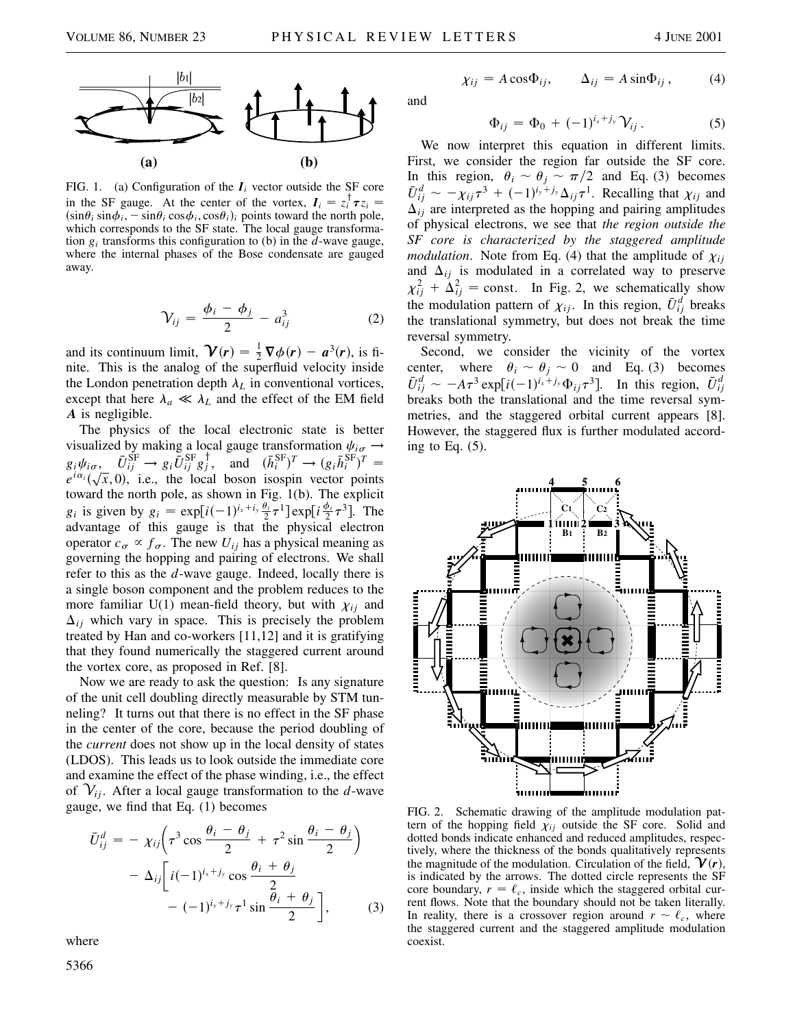FIG. 1. (a) Configuration of the $\boldsymbol{I}_i$ vector outside the SF core in the SF gauge. At the center of the vortex, $\boldsymbol{I}_i = z_i^\dagger \boldsymbol{\tau} z_i = (\sin\theta_i \sin\phi_i, -\sin\theta_i \cos\phi_i, \cos\theta_i)_i$ points toward the north pole, which corresponds to the SF state. The local gauge transformation $g_i$ transforms this configuration to (b) in the $d$-wave gauge, where the internal phases of the Bose condensate are gauged away.

$$\mathcal{V}_{ij} = \frac{\phi_i - \phi_j}{2} - a_{ij}^3 \tag{2}$$

and its continuum limit, $\mathcal{V}(\boldsymbol{r}) = \frac{1}{2}\nabla\phi(\boldsymbol{r}) - \boldsymbol{a}^3(\boldsymbol{r})$, is finite. This is the analog of the superfluid velocity inside the London penetration depth $\lambda_L$ in conventional vortices, except that here $\lambda_a \ll \lambda_L$ and the effect of the EM field $\boldsymbol{A}$ is negligible.

The physics of the local electronic state is better visualized by making a local gauge transformation $\psi_{i\sigma} \rightarrow g_i \psi_{i\sigma}$, $\bar{U}_{ij}^{\mathrm{SF}} \rightarrow g_i \bar{U}_{ij}^{\mathrm{SF}} g_j^\dagger$, and $(\bar{h}_i^{\mathrm{SF}})^T \rightarrow (g_i \bar{h}_i^{\mathrm{SF}})^T = e^{i\alpha_i}(\sqrt{x}, 0)$, i.e., the local boson isospin vector points toward the north pole, as shown in Fig. 1(b). The explicit $g_i$ is given by $g_i = \exp[i(-1)^{i_x+i_y}\frac{\theta_i}{2}\tau^1]\exp[i\frac{\phi_i}{2}\tau^3]$. The advantage of this gauge is that the physical electron operator $c_\sigma \propto f_\sigma$. The new $U_{ij}$ has a physical meaning as governing the hopping and pairing of electrons. We shall refer to this as the $d$-wave gauge. Indeed, locally there is a single boson component and the problem reduces to the more familiar U(1) mean-field theory, but with $\chi_{ij}$ and $\Delta_{ij}$ which vary in space. This is precisely the problem treated by Han and co-workers [11,12] and it is gratifying that they found numerically the staggered current around the vortex core, as proposed in Ref. [8].

Now we are ready to ask the question: Is any signature of the unit cell doubling directly measurable by STM tunneling? It turns out that there is no effect in the SF phase in the center of the core, because the period doubling of the *current* does not show up in the local density of states (LDOS). This leads us to look outside the immediate core and examine the effect of the phase winding, i.e., the effect of $\mathcal{V}_{ij}$. After a local gauge transformation to the $d$-wave gauge, we find that Eq. (1) becomes

$$\begin{aligned}\bar{U}_{ij}^d = &-\chi_{ij}\left(\tau^3 \cos\frac{\theta_i - \theta_j}{2} + \tau^2 \sin\frac{\theta_i - \theta_j}{2}\right) \\ &- \Delta_{ij}\left[i(-1)^{i_x+j_y}\cos\frac{\theta_i + \theta_j}{2} \right. \\ &\left. - (-1)^{i_y+j_y}\tau^1 \sin\frac{\theta_i + \theta_j}{2}\right],\end{aligned} \tag{3}$$

where

$$\chi_{ij} = A\cos\Phi_{ij}, \qquad \Delta_{ij} = A\sin\Phi_{ij}, \tag{4}$$

and

$$\Phi_{ij} = \Phi_0 + (-1)^{i_x+j_y}\mathcal{V}_{ij}. \tag{5}$$

We now interpret this equation in different limits. First, we consider the region far outside the SF core. In this region, $\theta_i \sim \theta_j \sim \pi/2$ and Eq. (3) becomes $\bar{U}_{ij}^d \sim -\chi_{ij}\tau^3 + (-1)^{i_y+j_y}\Delta_{ij}\tau^1$. Recalling that $\chi_{ij}$ and $\Delta_{ij}$ are interpreted as the hopping and pairing amplitudes of physical electrons, we see that *the region outside the SF core is characterized by the staggered amplitude modulation*. Note from Eq. (4) that the amplitude of $\chi_{ij}$ and $\Delta_{ij}$ is modulated in a correlated way to preserve $\chi_{ij}^2 + \Delta_{ij}^2 = \mathrm{const}$. In Fig. 2, we schematically show the modulation pattern of $\chi_{ij}$. In this region, $\bar{U}_{ij}^d$ breaks the translational symmetry, but does not break the time reversal symmetry.

Second, we consider the vicinity of the vortex center, where $\theta_i \sim \theta_j \sim 0$ and Eq. (3) becomes $\bar{U}_{ij}^d \sim -A\tau^3 \exp[i(-1)^{i_x+j_y}\Phi_{ij}\tau^3]$. In this region, $\bar{U}_{ij}^d$ breaks both the translational and the time reversal symmetries, and the staggered orbital current appears [8]. However, the staggered flux is further modulated according to Eq. (5).

FIG. 2. Schematic drawing of the amplitude modulation pattern of the hopping field $\chi_{ij}$ outside the SF core. Solid and dotted bonds indicate enhanced and reduced amplitudes, respectively, where the thickness of the bonds qualitatively represents the magnitude of the modulation. Circulation of the field, $\mathcal{V}(\boldsymbol{r})$, is indicated by the arrows. The dotted circle represents the SF core boundary, $r = \ell_c$, inside which the staggered orbital current flows. Note that the boundary should not be taken literally. In reality, there is a crossover region around $r \sim \ell_c$, where the staggered current and the staggered amplitude modulation coexist.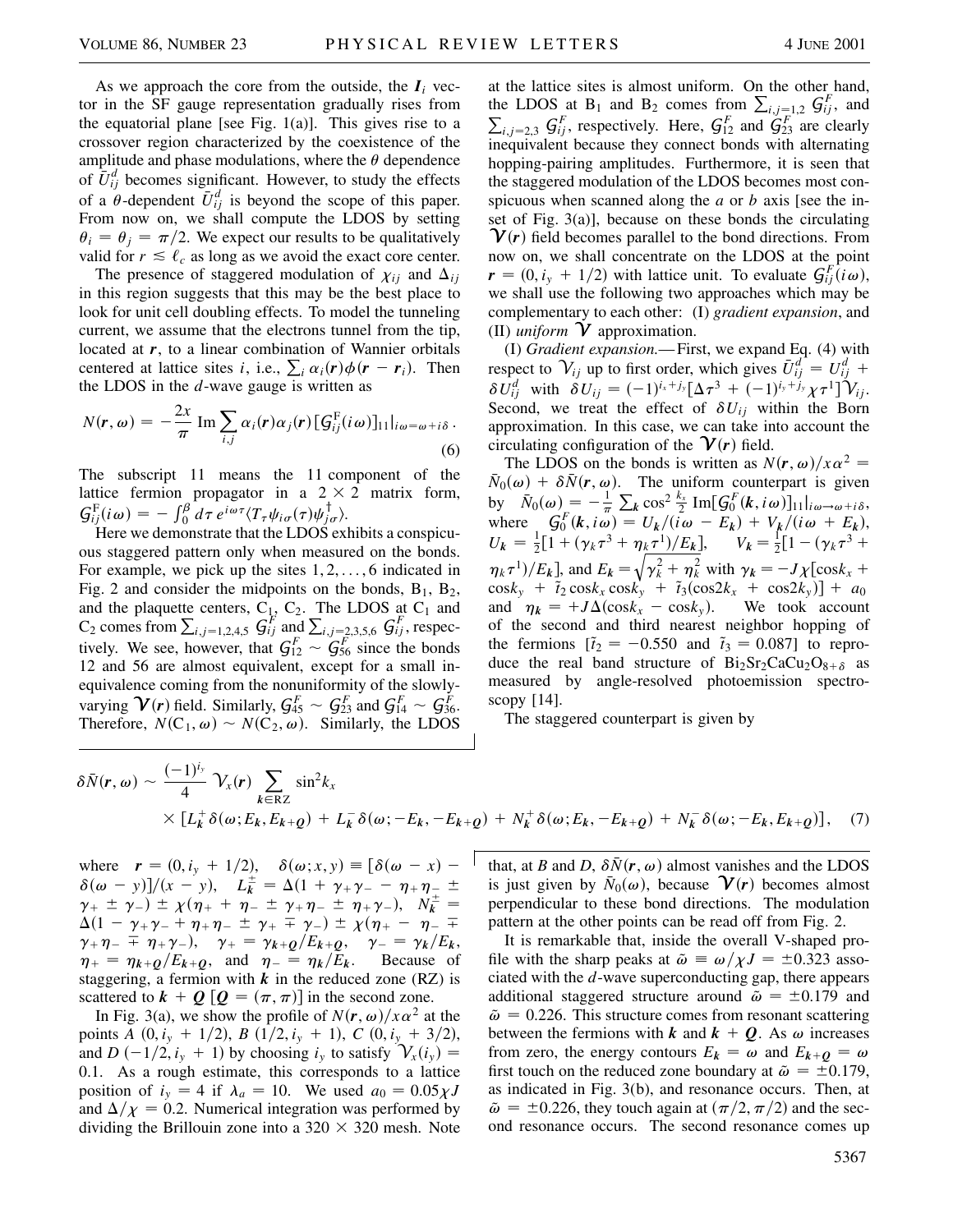As we approach the core from the outside, the $\boldsymbol{I}_i$ vector in the SF gauge representation gradually rises from the equatorial plane [see Fig. 1(a)]. This gives rise to a crossover region characterized by the coexistence of the amplitude and phase modulations, where the $\theta$ dependence of $\bar{U}_{ij}^d$ becomes significant. However, to study the effects of a $\theta$-dependent $\bar{U}_{ij}^d$ is beyond the scope of this paper. From now on, we shall compute the LDOS by setting $\theta_i = \theta_j = \pi/2$. We expect our results to be qualitatively valid for $r \lesssim \ell_c$ as long as we avoid the exact core center.

The presence of staggered modulation of $\chi_{ij}$ and $\Delta_{ij}$ in this region suggests that this may be the best place to look for unit cell doubling effects. To model the tunneling current, we assume that the electrons tunnel from the tip, located at $\boldsymbol{r}$, to a linear combination of Wannier orbitals centered at lattice sites $i$, i.e., $\sum_i \alpha_i(\boldsymbol{r})\phi(\boldsymbol{r} - \boldsymbol{r}_i)$. Then the LDOS in the $d$-wave gauge is written as

$$N(\boldsymbol{r}, \omega) = -\frac{2x}{\pi} \,\mathrm{Im} \sum_{i,j} \alpha_i(\boldsymbol{r})\alpha_j(\boldsymbol{r}) [\mathcal{G}_{ij}^{\mathrm{F}}(i\omega)]_{11}|_{i\omega=\omega+i\delta}\,. \tag{6}$$

The subscript 11 means the 11 component of the lattice fermion propagator in a $2 \times 2$ matrix form, $\mathcal{G}_{ij}^{\mathrm{F}}(i\omega) = -\int_0^\beta d\tau\, e^{i\omega\tau}\langle T_\tau \psi_{i\sigma}(\tau)\psi_{j\sigma}^\dagger\rangle$.

Here we demonstrate that the LDOS exhibits a conspicuous staggered pattern only when measured on the bonds. For example, we pick up the sites $1, 2, \ldots, 6$ indicated in Fig. 2 and consider the midpoints on the bonds, $B_1$, $B_2$, and the plaquette centers, $C_1$, $C_2$. The LDOS at $C_1$ and $C_2$ comes from $\sum_{i,j=1,2,4,5} \mathcal{G}_{ij}^F$ and $\sum_{i,j=2,3,5,6} \mathcal{G}_{ij}^F$, respectively. We see, however, that $\mathcal{G}_{12}^F \sim \mathcal{G}_{56}^F$ since the bonds 12 and 56 are almost equivalent, except for a small inequivalence coming from the nonuniformity of the slowly-varying $\boldsymbol{\mathcal{V}}(\boldsymbol{r})$ field. Similarly, $\mathcal{G}_{45}^F \sim \mathcal{G}_{23}^F$ and $\mathcal{G}_{14}^F \sim \mathcal{G}_{36}^F$. Therefore, $N(\mathrm{C}_1, \omega) \sim N(\mathrm{C}_2, \omega)$. Similarly, the LDOS at the lattice sites is almost uniform. On the other hand, the LDOS at $B_1$ and $B_2$ comes from $\sum_{i,j=1,2} \mathcal{G}_{ij}^F$, and $\sum_{i,j=2,3} \mathcal{G}_{ij}^F$, respectively. Here, $\mathcal{G}_{12}^F$ and $\mathcal{G}_{23}^F$ are clearly inequivalent because they connect bonds with alternating hopping-pairing amplitudes. Furthermore, it is seen that the staggered modulation of the LDOS becomes most conspicuous when scanned along the $a$ or $b$ axis [see the inset of Fig. 3(a)], because on these bonds the circulating $\boldsymbol{\mathcal{V}}(\boldsymbol{r})$ field becomes parallel to the bond directions. From now on, we shall concentrate on the LDOS at the point $\boldsymbol{r} = (0, i_y + 1/2)$ with lattice unit. To evaluate $\mathcal{G}_{ij}^F(i\omega)$, we shall use the following two approaches which may be complementary to each other: (I) *gradient expansion*, and (II) *uniform* $\boldsymbol{\mathcal{V}}$ approximation.

(I) *Gradient expansion.*—First, we expand Eq. (4) with respect to $\mathcal{V}_{ij}$ up to first order, which gives $\bar{U}_{ij}^d = U_{ij}^d + \delta U_{ij}^d$ with $\delta U_{ij} = (-1)^{i_x+j_y}[\Delta\tau^3 + (-1)^{i_y+j_y}\chi\tau^1]\mathcal{V}_{ij}$. Second, we treat the effect of $\delta U_{ij}$ within the Born approximation. In this case, we can take into account the circulating configuration of the $\boldsymbol{\mathcal{V}}(\boldsymbol{r})$ field.

The LDOS on the bonds is written as $N(\boldsymbol{r}, \omega)/x\alpha^2 = \bar{N}_0(\omega) + \delta\bar{N}(\boldsymbol{r}, \omega)$. The uniform counterpart is given by $\bar{N}_0(\omega) = -\frac{1}{\pi}\sum_{\boldsymbol{k}} \cos^2\frac{k_x}{2}\,\mathrm{Im}[\mathcal{G}_0^F(\boldsymbol{k}, i\omega)]_{11}|_{i\omega\to\omega+i\delta}$, where $\mathcal{G}_0^F(\boldsymbol{k}, i\omega) = U_{\boldsymbol{k}}/(i\omega - E_{\boldsymbol{k}}) + V_{\boldsymbol{k}}/(i\omega + E_{\boldsymbol{k}})$, $U_{\boldsymbol{k}} = \frac{1}{2}[1 + (\gamma_{\boldsymbol{k}}\tau^3 + \eta_{\boldsymbol{k}}\tau^1)/E_{\boldsymbol{k}}]$, $V_{\boldsymbol{k}} = \frac{1}{2}[1 - (\gamma_{\boldsymbol{k}}\tau^3 + \eta_{\boldsymbol{k}}\tau^1)/E_{\boldsymbol{k}}]$, and $E_{\boldsymbol{k}} = \sqrt{\gamma_{\boldsymbol{k}}^2 + \eta_{\boldsymbol{k}}^2}$ with $\gamma_{\boldsymbol{k}} = -J\chi[\cos k_x + \cos k_y + \tilde{t}_2 \cos k_x \cos k_y + \tilde{t}_3(\cos 2k_x + \cos 2k_y)] + a_0$ and $\eta_{\boldsymbol{k}} = +J\Delta(\cos k_x - \cos k_y)$. We took account of the second and third nearest neighbor hopping of the fermions [$\tilde{t}_2 = -0.550$ and $\tilde{t}_3 = 0.087$] to reproduce the real band structure of $Bi_2Sr_2CaCu_2O_{8+\delta}$ as measured by angle-resolved photoemission spectroscopy [14].

The staggered counterpart is given by

$$\delta\bar{N}(\boldsymbol{r}, \omega) \sim \frac{(-1)^{i_y}}{4}\,\mathcal{V}_x(\boldsymbol{r}) \sum_{\boldsymbol{k}\in\mathrm{RZ}} \sin^2 k_x \times [L_{\boldsymbol{k}}^+ \delta(\omega; E_{\boldsymbol{k}}, E_{\boldsymbol{k}+\boldsymbol{Q}}) + L_{\boldsymbol{k}}^- \delta(\omega; -E_{\boldsymbol{k}}, -E_{\boldsymbol{k}+\boldsymbol{Q}}) + N_{\boldsymbol{k}}^+ \delta(\omega; E_{\boldsymbol{k}}, -E_{\boldsymbol{k}+\boldsymbol{Q}}) + N_{\boldsymbol{k}}^- \delta(\omega; -E_{\boldsymbol{k}}, E_{\boldsymbol{k}+\boldsymbol{Q}})], \tag{7}$$

where $\boldsymbol{r} = (0, i_y + 1/2)$, $\delta(\omega; x, y) \equiv [\delta(\omega - x) - \delta(\omega - y)]/(x - y)$, $L_{\boldsymbol{k}}^\pm = \Delta(1 + \gamma_+\gamma_- - \eta_+\eta_- \pm \gamma_+ \pm \gamma_-) \pm \chi(\eta_+ + \eta_- \pm \gamma_+\eta_- \pm \eta_+\gamma_-)$, $N_{\boldsymbol{k}}^\pm = \Delta(1 - \gamma_+\gamma_- + \eta_+\eta_- \pm \gamma_+ \mp \gamma_-) \pm \chi(\eta_+ - \eta_- \mp \gamma_+\eta_- \mp \eta_+\gamma_-)$, $\gamma_+ = \gamma_{\boldsymbol{k}+\boldsymbol{Q}}/E_{\boldsymbol{k}+\boldsymbol{Q}}$, $\gamma_- = \gamma_{\boldsymbol{k}}/E_{\boldsymbol{k}}$, $\eta_+ = \eta_{\boldsymbol{k}+\boldsymbol{Q}}/E_{\boldsymbol{k}+\boldsymbol{Q}}$, and $\eta_- = \eta_{\boldsymbol{k}}/E_{\boldsymbol{k}}$. Because of staggering, a fermion with $\boldsymbol{k}$ in the reduced zone (RZ) is scattered to $\boldsymbol{k} + \boldsymbol{Q}$ [$\boldsymbol{Q} = (\pi, \pi)$] in the second zone.

In Fig. 3(a), we show the profile of $N(\boldsymbol{r}, \omega)/x\alpha^2$ at the points $A$ $(0, i_y + 1/2)$, $B$ $(1/2, i_y + 1)$, $C$ $(0, i_y + 3/2)$, and $D$ $(-1/2, i_y + 1)$ by choosing $i_y$ to satisfy $\mathcal{V}_x(i_y) = 0.1$. As a rough estimate, this corresponds to a lattice position of $i_y = 4$ if $\lambda_a = 10$. We used $a_0 = 0.05\chi J$ and $\Delta/\chi = 0.2$. Numerical integration was performed by dividing the Brillouin zone into a $320 \times 320$ mesh. Note that, at $B$ and $D$, $\delta\bar{N}(\boldsymbol{r}, \omega)$ almost vanishes and the LDOS is just given by $\bar{N}_0(\omega)$, because $\boldsymbol{\mathcal{V}}(\boldsymbol{r})$ becomes almost perpendicular to these bond directions. The modulation pattern at the other points can be read off from Fig. 2.

It is remarkable that, inside the overall V-shaped profile with the sharp peaks at $\tilde{\omega} \equiv \omega/\chi J = \pm 0.323$ associated with the $d$-wave superconducting gap, there appears additional staggered structure around $\tilde{\omega} = \pm 0.179$ and $\tilde{\omega} = 0.226$. This structure comes from resonant scattering between the fermions with $\boldsymbol{k}$ and $\boldsymbol{k} + \boldsymbol{Q}$. As $\omega$ increases from zero, the energy contours $E_{\boldsymbol{k}} = \omega$ and $E_{\boldsymbol{k}+\boldsymbol{Q}} = \omega$ first touch on the reduced zone boundary at $\tilde{\omega} = \pm 0.179$, as indicated in Fig. 3(b), and resonance occurs. Then, at $\tilde{\omega} = \pm 0.226$, they touch again at $(\pi/2, \pi/2)$ and the second resonance occurs. The second resonance comes up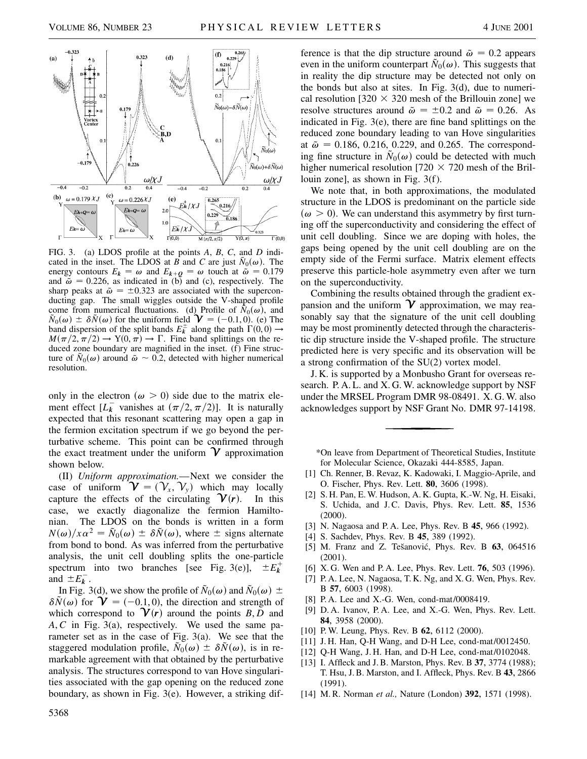−0.323

(a)

0.323

(d)

(f)

0.265

0.229

0.216

0.186

$b$

C

D B

A

$a$

Vortex Center

0.2

0.179

C

B,D

A

0.1

−0.179

0.226

$\omega/\chi J$

−0.4 −0.2 0.2 0.4

0.2

$\tilde{N}_0(\omega)-\delta\tilde{N}(\omega)$

0.1

$\tilde{N}_0(\omega)$

$\tilde{N}_0(\omega)+\delta\tilde{N}(\omega)$

$\omega/\chi J$

−0.4 −0.2 0.2 0.4

(b) $\omega = 0.179\ \chi J$

Y

$E_{k+Q}=\omega$

$E_k=\omega$

Γ X

(c) $\omega = 0.226\ \chi J$

Y

$E_{k+Q}=\omega$

$E_k=\omega$

Γ X

(e)

$E_k^+/\chi J$

2.0

1.0

$E_k^-/\chi J$

0.265

0.216

0.229

0.186

0.323

Γ(0,0) M $(\pi/2,\pi/2)$ Y$(0,\pi)$ Γ(0,0)

FIG. 3. (a) LDOS profile at the points $A$, $B$, $C$, and $D$ indicated in the inset. The LDOS at $B$ and $C$ are just $\tilde{N}_0(\omega)$. The energy contours $E_k = \omega$ and $E_{k+Q} = \omega$ touch at $\tilde{\omega} = 0.179$ and $\tilde{\omega} = 0.226$, as indicated in (b) and (c), respectively. The sharp peaks at $\tilde{\omega} = \pm 0.323$ are associated with the superconducting gap. The small wiggles outside the V-shaped profile come from numerical fluctuations. (d) Profile of $\tilde{N}_0(\omega)$, and $\tilde{N}_0(\omega) \pm \delta\tilde{N}(\omega)$ for the uniform field $\boldsymbol{\mathcal{V}} = (-0.1, 0)$. (e) The band dispersion of the split bands $E_k^{\pm}$ along the path $\Gamma(0,0) \rightarrow M(\pi/2, \pi/2) \rightarrow Y(0,\pi) \rightarrow \Gamma$. Fine band splittings on the reduced zone boundary are magnified in the inset. (f) Fine structure of $\tilde{N}_0(\omega)$ around $\tilde{\omega} \sim 0.2$, detected with higher numerical resolution.

only in the electron ($\omega > 0$) side due to the matrix element effect [$L_k^-$ vanishes at $(\pi/2, \pi/2)$]. It is naturally expected that this resonant scattering may open a gap in the fermion excitation spectrum if we go beyond the perturbative scheme. This point can be confirmed through the exact treatment under the uniform $\boldsymbol{\mathcal{V}}$ approximation shown below.

(II) *Uniform approximation.*—Next we consider the case of uniform $\boldsymbol{\mathcal{V}} = (\mathcal{V}_x, \mathcal{V}_y)$ which may locally capture the effects of the circulating $\boldsymbol{\mathcal{V}}(\boldsymbol{r})$. In this case, we exactly diagonalize the fermion Hamiltonian. The LDOS on the bonds is written in a form $N(\omega)/x\alpha^2 = \tilde{N}_0(\omega) \pm \delta\tilde{N}(\omega)$, where $\pm$ signs alternate from bond to bond. As was inferred from the perturbative analysis, the unit cell doubling splits the one-particle spectrum into two branches [see Fig. 3(e)], $\pm E_k^+$ and $\pm E_k^-$.

In Fig. 3(d), we show the profile of $\tilde{N}_0(\omega)$ and $\tilde{N}_0(\omega) \pm \delta\tilde{N}(\omega)$ for $\boldsymbol{\mathcal{V}} = (-0.1, 0)$, the direction and strength of which correspond to $\boldsymbol{\mathcal{V}}(\boldsymbol{r})$ around the points $B, D$ and $A, C$ in Fig. 3(a), respectively. We used the same parameter set as in the case of Fig. 3(a). We see that the staggered modulation profile, $\tilde{N}_0(\omega) \pm \delta\tilde{N}(\omega)$, is in remarkable agreement with that obtained by the perturbative analysis. The structures correspond to van Hove singularities associated with the gap opening on the reduced zone boundary, as shown in Fig. 3(e). However, a striking difference is that the dip structure around $\tilde{\omega} = 0.2$ appears even in the uniform counterpart $\tilde{N}_0(\omega)$. This suggests that in reality the dip structure may be detected not only on the bonds but also at sites. In Fig. 3(d), due to numerical resolution [$320 \times 320$ mesh of the Brillouin zone] we resolve structures around $\tilde{\omega} = \pm 0.2$ and $\tilde{\omega} = 0.26$. As indicated in Fig. 3(e), there are fine band splittings on the reduced zone boundary leading to van Hove singularities at $\tilde{\omega} = 0.186$, 0.216, 0.229, and 0.265. The corresponding fine structure in $\tilde{N}_0(\omega)$ could be detected with much higher numerical resolution [$720 \times 720$ mesh of the Brillouin zone], as shown in Fig. 3(f).

We note that, in both approximations, the modulated structure in the LDOS is predominant on the particle side ($\omega > 0$). We can understand this asymmetry by first turning off the superconductivity and considering the effect of unit cell doubling. Since we are doping with holes, the gaps being opened by the unit cell doubling are on the empty side of the Fermi surface. Matrix element effects preserve this particle-hole asymmetry even after we turn on the superconductivity.

Combining the results obtained through the gradient expansion and the uniform $\boldsymbol{\mathcal{V}}$ approximation, we may reasonably say that the signature of the unit cell doubling may be most prominently detected through the characteristic dip structure inside the V-shaped profile. The structure predicted here is very specific and its observation will be a strong confirmation of the SU(2) vortex model.

J. K. is supported by a Monbusho Grant for overseas research. P. A. L. and X. G. W. acknowledge support by NSF under the MRSEL Program DMR 98-08491. X. G. W. also acknowledges support by NSF Grant No. DMR 97-14198.

---

*On leave from Department of Theoretical Studies, Institute for Molecular Science, Okazaki 444-8585, Japan.

[1] Ch. Renner, B. Revaz, K. Kadowaki, I. Maggio-Aprile, and O. Fischer, Phys. Rev. Lett. **80**, 3606 (1998).

[2] S. H. Pan, E. W. Hudson, A. K. Gupta, K.-W. Ng, H. Eisaki, S. Uchida, and J. C. Davis, Phys. Rev. Lett. **85**, 1536 (2000).

[3] N. Nagaosa and P. A. Lee, Phys. Rev. B **45**, 966 (1992).

[4] S. Sachdev, Phys. Rev. B **45**, 389 (1992).

[5] M. Franz and Z. Tešanović, Phys. Rev. B **63**, 064516 (2001).

[6] X. G. Wen and P. A. Lee, Phys. Rev. Lett. **76**, 503 (1996).

[7] P. A. Lee, N. Nagaosa, T. K. Ng, and X. G. Wen, Phys. Rev. B **57**, 6003 (1998).

[8] P. A. Lee and X.-G. Wen, cond-mat/0008419.

[9] D. A. Ivanov, P. A. Lee, and X.-G. Wen, Phys. Rev. Lett. **84**, 3958 (2000).

[10] P. W. Leung, Phys. Rev. B **62**, 6112 (2000).

[11] J. H. Han, Q-H Wang, and D-H Lee, cond-mat/0012450.

[12] Q-H Wang, J. H. Han, and D-H Lee, cond-mat/0102048.

[13] I. Affleck and J. B. Marston, Phys. Rev. B **37**, 3774 (1988); T. Hsu, J. B. Marston, and I. Affleck, Phys. Rev. B **43**, 2866 (1991).

[14] M. R. Norman *et al.,* Nature (London) **392**, 1571 (1998).